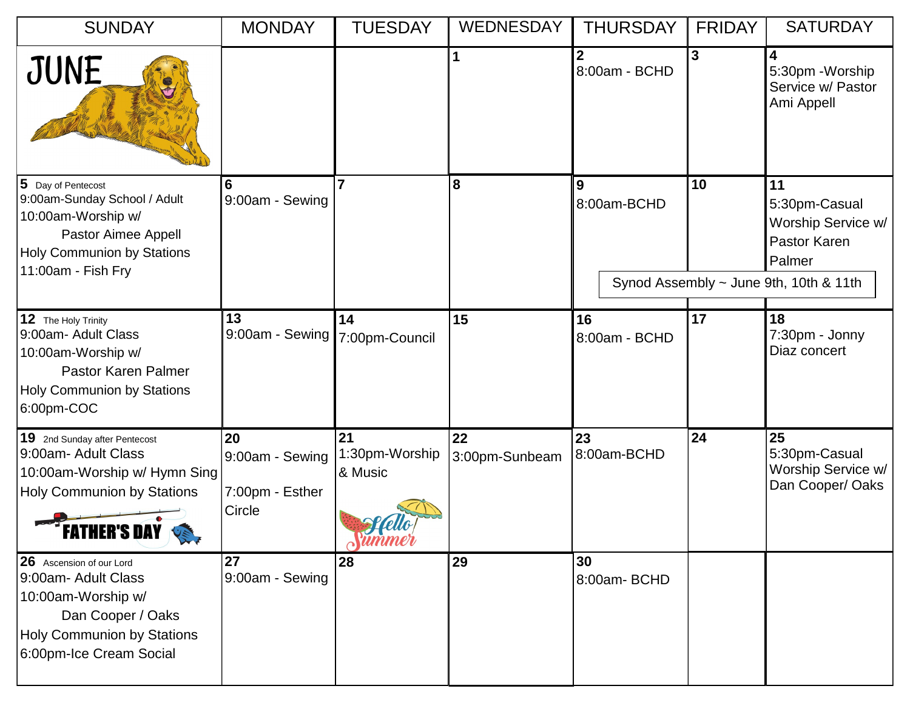# JUNE

| SUNDAY | MONDAY | TUESDAY | WEDNESDAY | THURSDAY | FRIDAY | SATURDAY |
|---|---|---|---|---|---|---|
| | | | **1** | **2** 8:00am - BCHD | **3** | **4** 5:30pm -Worship Service w/ Pastor Ami Appell |
| **5** Day of Pentecost 9:00am-Sunday School / Adult 10:00am-Worship w/ Pastor Aimee Appell Holy Communion by Stations 11:00am - Fish Fry | **6** 9:00am - Sewing | **7** | **8** | **9** 8:00am-BCHD | **10** | **11** 5:30pm-Casual Worship Service w/ Pastor Karen Palmer |
| **12** The Holy Trinity 9:00am- Adult Class 10:00am-Worship w/ Pastor Karen Palmer Holy Communion by Stations 6:00pm-COC | **13** 9:00am - Sewing | **14** 7:00pm-Council | **15** | **16** 8:00am - BCHD | **17** | **18** 7:30pm - Jonny Diaz concert |
| **19** 2nd Sunday after Pentecost 9:00am- Adult Class 10:00am-Worship w/ Hymn Sing Holy Communion by Stations FATHER'S DAY | **20** 9:00am - Sewing 7:00pm - Esther Circle | **21** 1:30pm-Worship & Music Hello Summer | **22** 3:00pm-Sunbeam | **23** 8:00am-BCHD | **24** | **25** 5:30pm-Casual Worship Service w/ Dan Cooper/ Oaks |
| **26** Ascension of our Lord 9:00am- Adult Class 10:00am-Worship w/ Dan Cooper / Oaks Holy Communion by Stations 6:00pm-Ice Cream Social | **27** 9:00am - Sewing | **28** | **29** | **30** 8:00am- BCHD | | |

Synod Assembly ~ June 9th, 10th & 11th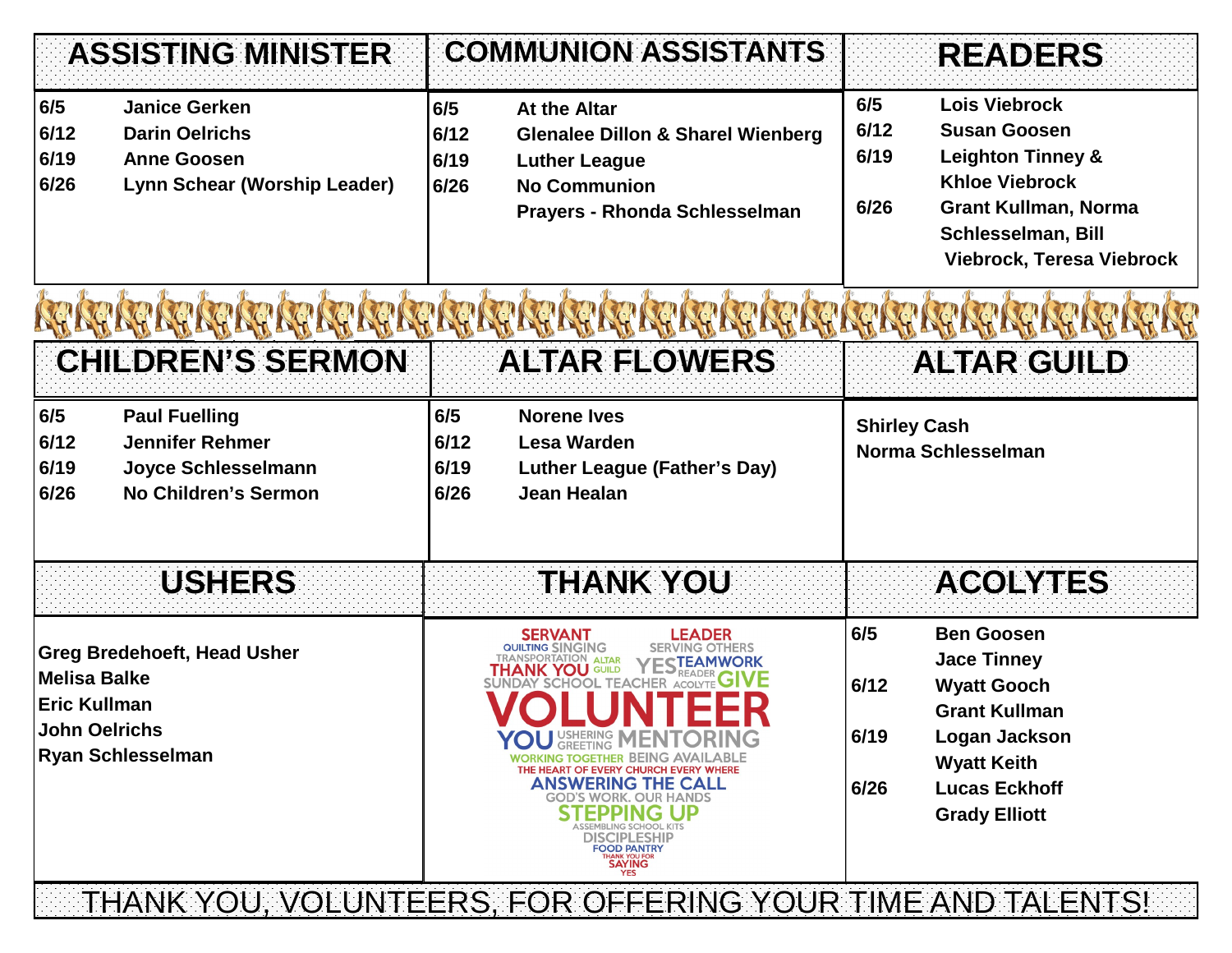## ASSISTING MINISTER

| | |
|---|---|
| 6/5 | Janice Gerken |
| 6/12 | Darin Oelrichs |
| 6/19 | Anne Goosen |
| 6/26 | Lynn Schear (Worship Leader) |

## COMMUNION ASSISTANTS

| | |
|---|---|
| 6/5 | At the Altar |
| 6/12 | Glenalee Dillon & Sharel Wienberg |
| 6/19 | Luther League |
| 6/26 | No Communion |
| | Prayers - Rhonda Schlesselman |

## READERS

| | |
|---|---|
| 6/5 | Lois Viebrock |
| 6/12 | Susan Goosen |
| 6/19 | Leighton Tinney & Khloe Viebrock |
| 6/26 | Grant Kullman, Norma Schlesselman, Bill Viebrock, Teresa Viebrock |

## CHILDREN'S SERMON

| | |
|---|---|
| 6/5 | Paul Fuelling |
| 6/12 | Jennifer Rehmer |
| 6/19 | Joyce Schlesselmann |
| 6/26 | No Children's Sermon |

## ALTAR FLOWERS

| | |
|---|---|
| 6/5 | Norene Ives |
| 6/12 | Lesa Warden |
| 6/19 | Luther League (Father's Day) |
| 6/26 | Jean Healan |

## ALTAR GUILD

Shirley Cash
Norma Schlesselman

## USHERS

Greg Bredehoeft, Head Usher
Melisa Balke
Eric Kullman
John Oelrichs
Ryan Schlesselman

## THANK YOU

SERVANT LEADER QUILTING SINGING SERVING OTHERS TRANSPORTATION ALTAR GUILD YES TEAMWORK THANK YOU READER SUNDAY SCHOOL TEACHER ACOLYTE GIVE VOLUNTEER YOU USHERING GREETING MENTORING WORKING TOGETHER BEING AVAILABLE THE HEART OF EVERY CHURCH EVERY WHERE ANSWERING THE CALL GOD'S WORK. OUR HANDS STEPPING UP ASSEMBLING SCHOOL KITS DISCIPLESHIP FOOD PANTRY THANK YOU FOR SAYING YES

## ACOLYTES

| | |
|---|---|
| 6/5 | Ben Goosen |
| | Jace Tinney |
| 6/12 | Wyatt Gooch |
| | Grant Kullman |
| 6/19 | Logan Jackson |
| | Wyatt Keith |
| 6/26 | Lucas Eckhoff |
| | Grady Elliott |

THANK YOU, VOLUNTEERS, FOR OFFERING YOUR TIME AND TALENTS!